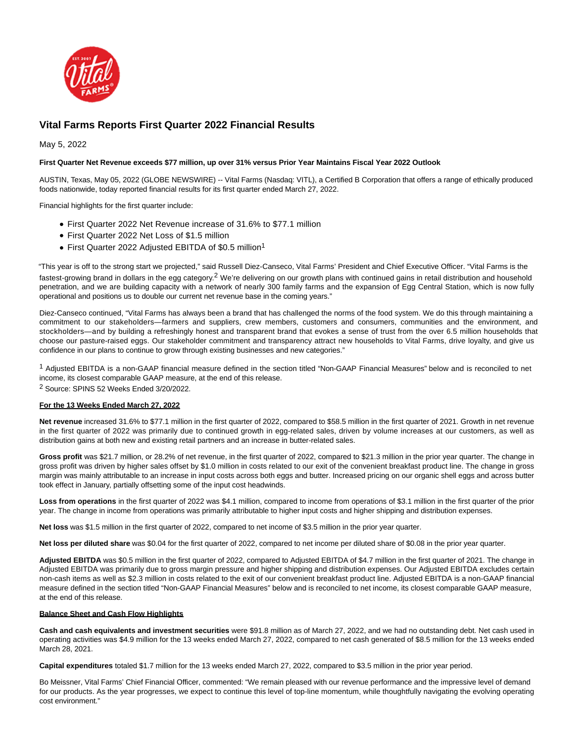# Vital Farms Reports First Quarter 2022 Financial Results

May 5, 2022

**First Quarter Net Revenue exceeds $77 million, up over 31% versus Prior Year Maintains Fiscal Year 2022 Outlook**

AUSTIN, Texas, May 05, 2022 (GLOBE NEWSWIRE) -- Vital Farms (Nasdaq: VITL), a Certified B Corporation that offers a range of ethically produced foods nationwide, today reported financial results for its first quarter ended March 27, 2022.

Financial highlights for the first quarter include:

- First Quarter 2022 Net Revenue increase of 31.6% to $77.1 million
- First Quarter 2022 Net Loss of $1.5 million
- First Quarter 2022 Adjusted EBITDA of $0.5 million[1]

"This year is off to the strong start we projected," said Russell Diez-Canseco, Vital Farms' President and Chief Executive Officer. "Vital Farms is the fastest-growing brand in dollars in the egg category.[2] We're delivering on our growth plans with continued gains in retail distribution and household penetration, and we are building capacity with a network of nearly 300 family farms and the expansion of Egg Central Station, which is now fully operational and positions us to double our current net revenue base in the coming years."

Diez-Canseco continued, "Vital Farms has always been a brand that has challenged the norms of the food system. We do this through maintaining a commitment to our stakeholders—farmers and suppliers, crew members, customers and consumers, communities and the environment, and stockholders—and by building a refreshingly honest and transparent brand that evokes a sense of trust from the over 6.5 million households that choose our pasture-raised eggs. Our stakeholder commitment and transparency attract new households to Vital Farms, drive loyalty, and give us confidence in our plans to continue to grow through existing businesses and new categories."

[1] Adjusted EBITDA is a non-GAAP financial measure defined in the section titled "Non-GAAP Financial Measures" below and is reconciled to net income, its closest comparable GAAP measure, at the end of this release.
[2] Source: SPINS 52 Weeks Ended 3/20/2022.

**For the 13 Weeks Ended March 27, 2022**

**Net revenue** increased 31.6% to $77.1 million in the first quarter of 2022, compared to $58.5 million in the first quarter of 2021. Growth in net revenue in the first quarter of 2022 was primarily due to continued growth in egg-related sales, driven by volume increases at our customers, as well as distribution gains at both new and existing retail partners and an increase in butter-related sales.

**Gross profit** was $21.7 million, or 28.2% of net revenue, in the first quarter of 2022, compared to $21.3 million in the prior year quarter. The change in gross profit was driven by higher sales offset by $1.0 million in costs related to our exit of the convenient breakfast product line. The change in gross margin was mainly attributable to an increase in input costs across both eggs and butter. Increased pricing on our organic shell eggs and across butter took effect in January, partially offsetting some of the input cost headwinds.

**Loss from operations** in the first quarter of 2022 was $4.1 million, compared to income from operations of $3.1 million in the first quarter of the prior year. The change in income from operations was primarily attributable to higher input costs and higher shipping and distribution expenses.

**Net loss** was $1.5 million in the first quarter of 2022, compared to net income of $3.5 million in the prior year quarter.

**Net loss per diluted share** was $0.04 for the first quarter of 2022, compared to net income per diluted share of $0.08 in the prior year quarter.

**Adjusted EBITDA** was $0.5 million in the first quarter of 2022, compared to Adjusted EBITDA of $4.7 million in the first quarter of 2021. The change in Adjusted EBITDA was primarily due to gross margin pressure and higher shipping and distribution expenses. Our Adjusted EBITDA excludes certain non-cash items as well as $2.3 million in costs related to the exit of our convenient breakfast product line. Adjusted EBITDA is a non-GAAP financial measure defined in the section titled "Non-GAAP Financial Measures" below and is reconciled to net income, its closest comparable GAAP measure, at the end of this release.

**Balance Sheet and Cash Flow Highlights**

**Cash and cash equivalents and investment securities** were $91.8 million as of March 27, 2022, and we had no outstanding debt. Net cash used in operating activities was $4.9 million for the 13 weeks ended March 27, 2022, compared to net cash generated of $8.5 million for the 13 weeks ended March 28, 2021.

**Capital expenditures** totaled $1.7 million for the 13 weeks ended March 27, 2022, compared to $3.5 million in the prior year period.

Bo Meissner, Vital Farms' Chief Financial Officer, commented: "We remain pleased with our revenue performance and the impressive level of demand for our products. As the year progresses, we expect to continue this level of top-line momentum, while thoughtfully navigating the evolving operating cost environment."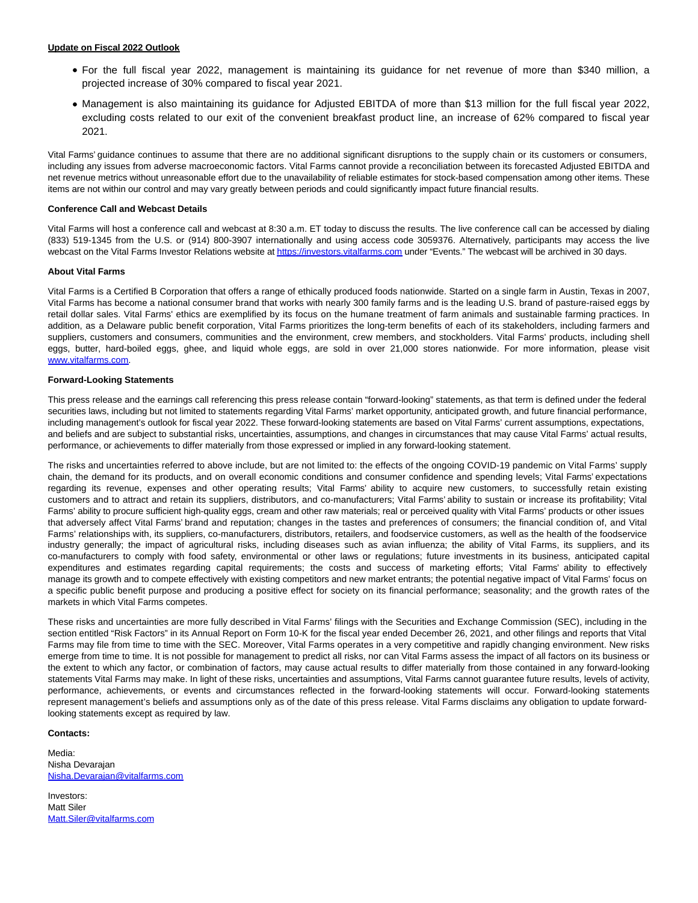**Update on Fiscal 2022 Outlook**

- For the full fiscal year 2022, management is maintaining its guidance for net revenue of more than $340 million, a projected increase of 30% compared to fiscal year 2021.
- Management is also maintaining its guidance for Adjusted EBITDA of more than $13 million for the full fiscal year 2022, excluding costs related to our exit of the convenient breakfast product line, an increase of 62% compared to fiscal year 2021.

Vital Farms' guidance continues to assume that there are no additional significant disruptions to the supply chain or its customers or consumers, including any issues from adverse macroeconomic factors. Vital Farms cannot provide a reconciliation between its forecasted Adjusted EBITDA and net revenue metrics without unreasonable effort due to the unavailability of reliable estimates for stock-based compensation among other items. These items are not within our control and may vary greatly between periods and could significantly impact future financial results.

**Conference Call and Webcast Details**

Vital Farms will host a conference call and webcast at 8:30 a.m. ET today to discuss the results. The live conference call can be accessed by dialing (833) 519-1345 from the U.S. or (914) 800-3907 internationally and using access code 3059376. Alternatively, participants may access the live webcast on the Vital Farms Investor Relations website at [https://investors.vitalfarms.com](https://investors.vitalfarms.com) under "Events." The webcast will be archived in 30 days.

**About Vital Farms**

Vital Farms is a Certified B Corporation that offers a range of ethically produced foods nationwide. Started on a single farm in Austin, Texas in 2007, Vital Farms has become a national consumer brand that works with nearly 300 family farms and is the leading U.S. brand of pasture-raised eggs by retail dollar sales. Vital Farms' ethics are exemplified by its focus on the humane treatment of farm animals and sustainable farming practices. In addition, as a Delaware public benefit corporation, Vital Farms prioritizes the long-term benefits of each of its stakeholders, including farmers and suppliers, customers and consumers, communities and the environment, crew members, and stockholders. Vital Farms' products, including shell eggs, butter, hard-boiled eggs, ghee, and liquid whole eggs, are sold in over 21,000 stores nationwide. For more information, please visit [www.vitalfarms.com](www.vitalfarms.com).

**Forward-Looking Statements**

This press release and the earnings call referencing this press release contain "forward-looking" statements, as that term is defined under the federal securities laws, including but not limited to statements regarding Vital Farms' market opportunity, anticipated growth, and future financial performance, including management's outlook for fiscal year 2022. These forward-looking statements are based on Vital Farms' current assumptions, expectations, and beliefs and are subject to substantial risks, uncertainties, assumptions, and changes in circumstances that may cause Vital Farms' actual results, performance, or achievements to differ materially from those expressed or implied in any forward-looking statement.

The risks and uncertainties referred to above include, but are not limited to: the effects of the ongoing COVID-19 pandemic on Vital Farms' supply chain, the demand for its products, and on overall economic conditions and consumer confidence and spending levels; Vital Farms' expectations regarding its revenue, expenses and other operating results; Vital Farms' ability to acquire new customers, to successfully retain existing customers and to attract and retain its suppliers, distributors, and co-manufacturers; Vital Farms' ability to sustain or increase its profitability; Vital Farms' ability to procure sufficient high-quality eggs, cream and other raw materials; real or perceived quality with Vital Farms' products or other issues that adversely affect Vital Farms' brand and reputation; changes in the tastes and preferences of consumers; the financial condition of, and Vital Farms' relationships with, its suppliers, co-manufacturers, distributors, retailers, and foodservice customers, as well as the health of the foodservice industry generally; the impact of agricultural risks, including diseases such as avian influenza; the ability of Vital Farms, its suppliers, and its co-manufacturers to comply with food safety, environmental or other laws or regulations; future investments in its business, anticipated capital expenditures and estimates regarding capital requirements; the costs and success of marketing efforts; Vital Farms' ability to effectively manage its growth and to compete effectively with existing competitors and new market entrants; the potential negative impact of Vital Farms' focus on a specific public benefit purpose and producing a positive effect for society on its financial performance; seasonality; and the growth rates of the markets in which Vital Farms competes.

These risks and uncertainties are more fully described in Vital Farms' filings with the Securities and Exchange Commission (SEC), including in the section entitled "Risk Factors" in its Annual Report on Form 10-K for the fiscal year ended December 26, 2021, and other filings and reports that Vital Farms may file from time to time with the SEC. Moreover, Vital Farms operates in a very competitive and rapidly changing environment. New risks emerge from time to time. It is not possible for management to predict all risks, nor can Vital Farms assess the impact of all factors on its business or the extent to which any factor, or combination of factors, may cause actual results to differ materially from those contained in any forward-looking statements Vital Farms may make. In light of these risks, uncertainties and assumptions, Vital Farms cannot guarantee future results, levels of activity, performance, achievements, or events and circumstances reflected in the forward-looking statements will occur. Forward-looking statements represent management's beliefs and assumptions only as of the date of this press release. Vital Farms disclaims any obligation to update forward-looking statements except as required by law.

**Contacts:**

Media:
Nisha Devarajan
[Nisha.Devarajan@vitalfarms.com](mailto:Nisha.Devarajan@vitalfarms.com)

Investors:
Matt Siler
[Matt.Siler@vitalfarms.com](mailto:Matt.Siler@vitalfarms.com)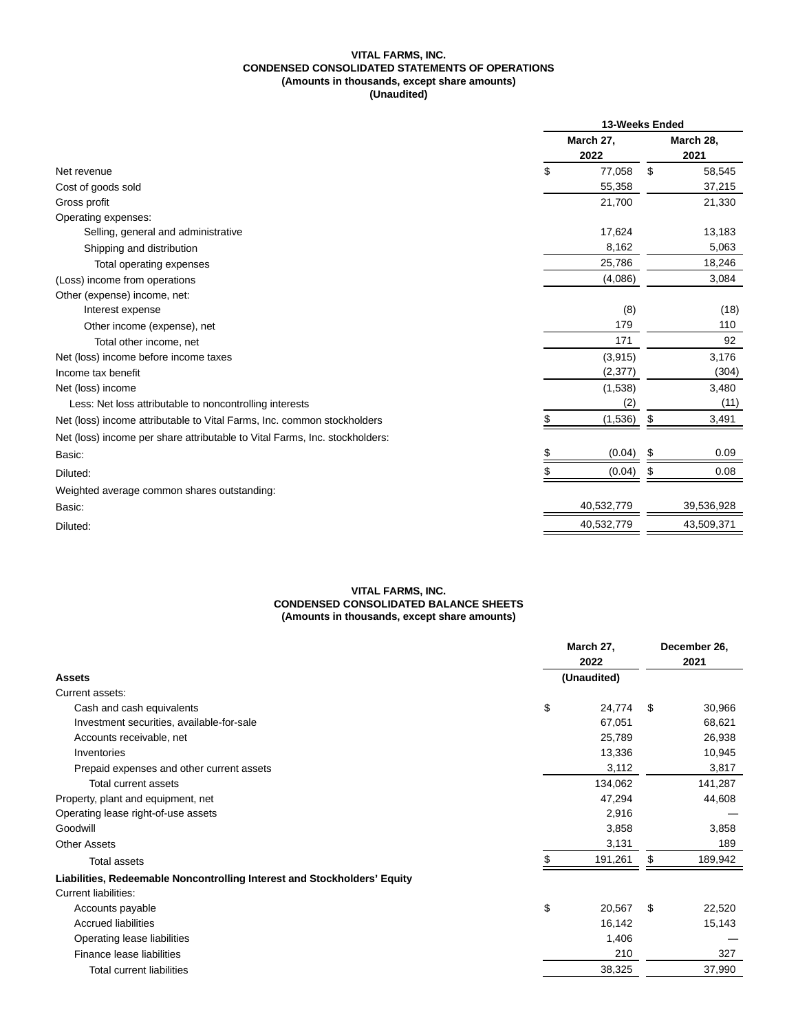**VITAL FARMS, INC.**
**CONDENSED CONSOLIDATED STATEMENTS OF OPERATIONS**
**(Amounts in thousands, except share amounts)**
**(Unaudited)**

| | 13-Weeks Ended | |
|---|---|---|
| | March 27, 2022 | March 28, 2021 |
| Net revenue | $ 77,058 | $ 58,545 |
| Cost of goods sold | 55,358 | 37,215 |
| Gross profit | 21,700 | 21,330 |
| Operating expenses: | | |
| Selling, general and administrative | 17,624 | 13,183 |
| Shipping and distribution | 8,162 | 5,063 |
| Total operating expenses | 25,786 | 18,246 |
| (Loss) income from operations | (4,086) | 3,084 |
| Other (expense) income, net: | | |
| Interest expense | (8) | (18) |
| Other income (expense), net | 179 | 110 |
| Total other income, net | 171 | 92 |
| Net (loss) income before income taxes | (3,915) | 3,176 |
| Income tax benefit | (2,377) | (304) |
| Net (loss) income | (1,538) | 3,480 |
| Less: Net loss attributable to noncontrolling interests | (2) | (11) |
| Net (loss) income attributable to Vital Farms, Inc. common stockholders | $ (1,536) | $ 3,491 |
| Net (loss) income per share attributable to Vital Farms, Inc. stockholders: | | |
| Basic: | $ (0.04) | $ 0.09 |
| Diluted: | $ (0.04) | $ 0.08 |
| Weighted average common shares outstanding: | | |
| Basic: | 40,532,779 | 39,536,928 |
| Diluted: | 40,532,779 | 43,509,371 |

**VITAL FARMS, INC.**
**CONDENSED CONSOLIDATED BALANCE SHEETS**
**(Amounts in thousands, except share amounts)**

| | March 27, 2022 | December 26, 2021 |
|---|---|---|
| **Assets** | (Unaudited) | |
| Current assets: | | |
| Cash and cash equivalents | $ 24,774 | $ 30,966 |
| Investment securities, available-for-sale | 67,051 | 68,621 |
| Accounts receivable, net | 25,789 | 26,938 |
| Inventories | 13,336 | 10,945 |
| Prepaid expenses and other current assets | 3,112 | 3,817 |
| Total current assets | 134,062 | 141,287 |
| Property, plant and equipment, net | 47,294 | 44,608 |
| Operating lease right-of-use assets | 2,916 | — |
| Goodwill | 3,858 | 3,858 |
| Other Assets | 3,131 | 189 |
| Total assets | $ 191,261 | $ 189,942 |
| **Liabilities, Redeemable Noncontrolling Interest and Stockholders' Equity** | | |
| Current liabilities: | | |
| Accounts payable | $ 20,567 | $ 22,520 |
| Accrued liabilities | 16,142 | 15,143 |
| Operating lease liabilities | 1,406 | — |
| Finance lease liabilities | 210 | 327 |
| Total current liabilities | 38,325 | 37,990 |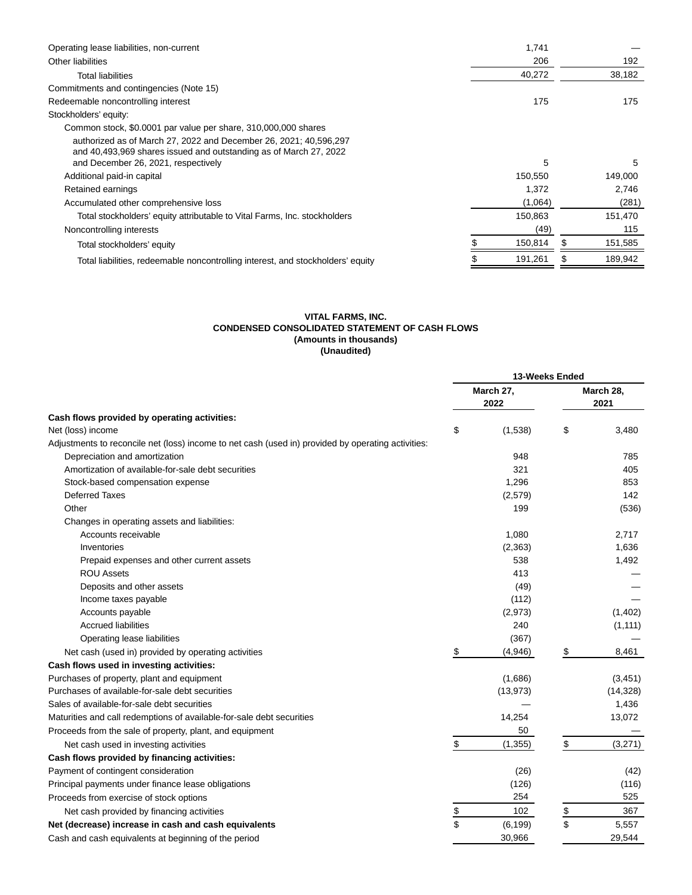| | | |
|---|---|---|
| Operating lease liabilities, non-current | 1,741 | — |
| Other liabilities | 206 | 192 |
| Total liabilities | 40,272 | 38,182 |
| Commitments and contingencies (Note 15) | | |
| Redeemable noncontrolling interest | 175 | 175 |
| Stockholders' equity: | | |
| Common stock, $0.0001 par value per share, 310,000,000 shares authorized as of March 27, 2022 and December 26, 2021; 40,596,297 and 40,493,969 shares issued and outstanding as of March 27, 2022 and December 26, 2021, respectively | 5 | 5 |
| Additional paid-in capital | 150,550 | 149,000 |
| Retained earnings | 1,372 | 2,746 |
| Accumulated other comprehensive loss | (1,064) | (281) |
| Total stockholders' equity attributable to Vital Farms, Inc. stockholders | 150,863 | 151,470 |
| Noncontrolling interests | (49) | 115 |
| Total stockholders' equity | $ 150,814 | $ 151,585 |
| Total liabilities, redeemable noncontrolling interest, and stockholders' equity | $ 191,261 | $ 189,942 |

**VITAL FARMS, INC.**
**CONDENSED CONSOLIDATED STATEMENT OF CASH FLOWS**
**(Amounts in thousands)**
**(Unaudited)**

| | 13-Weeks Ended | |
|---|---|---|
| | March 27, 2022 | March 28, 2021 |
| **Cash flows provided by operating activities:** | | |
| Net (loss) income | $ (1,538) | $ 3,480 |
| Adjustments to reconcile net (loss) income to net cash (used in) provided by operating activities: | | |
| Depreciation and amortization | 948 | 785 |
| Amortization of available-for-sale debt securities | 321 | 405 |
| Stock-based compensation expense | 1,296 | 853 |
| Deferred Taxes | (2,579) | 142 |
| Other | 199 | (536) |
| Changes in operating assets and liabilities: | | |
| Accounts receivable | 1,080 | 2,717 |
| Inventories | (2,363) | 1,636 |
| Prepaid expenses and other current assets | 538 | 1,492 |
| ROU Assets | 413 | — |
| Deposits and other assets | (49) | — |
| Income taxes payable | (112) | — |
| Accounts payable | (2,973) | (1,402) |
| Accrued liabilities | 240 | (1,111) |
| Operating lease liabilities | (367) | — |
| Net cash (used in) provided by operating activities | $ (4,946) | $ 8,461 |
| **Cash flows used in investing activities:** | | |
| Purchases of property, plant and equipment | (1,686) | (3,451) |
| Purchases of available-for-sale debt securities | (13,973) | (14,328) |
| Sales of available-for-sale debt securities | — | 1,436 |
| Maturities and call redemptions of available-for-sale debt securities | 14,254 | 13,072 |
| Proceeds from the sale of property, plant, and equipment | 50 | — |
| Net cash used in investing activities | $ (1,355) | $ (3,271) |
| **Cash flows provided by financing activities:** | | |
| Payment of contingent consideration | (26) | (42) |
| Principal payments under finance lease obligations | (126) | (116) |
| Proceeds from exercise of stock options | 254 | 525 |
| Net cash provided by financing activities | $ 102 | $ 367 |
| **Net (decrease) increase in cash and cash equivalents** | $ (6,199) | $ 5,557 |
| Cash and cash equivalents at beginning of the period | 30,966 | 29,544 |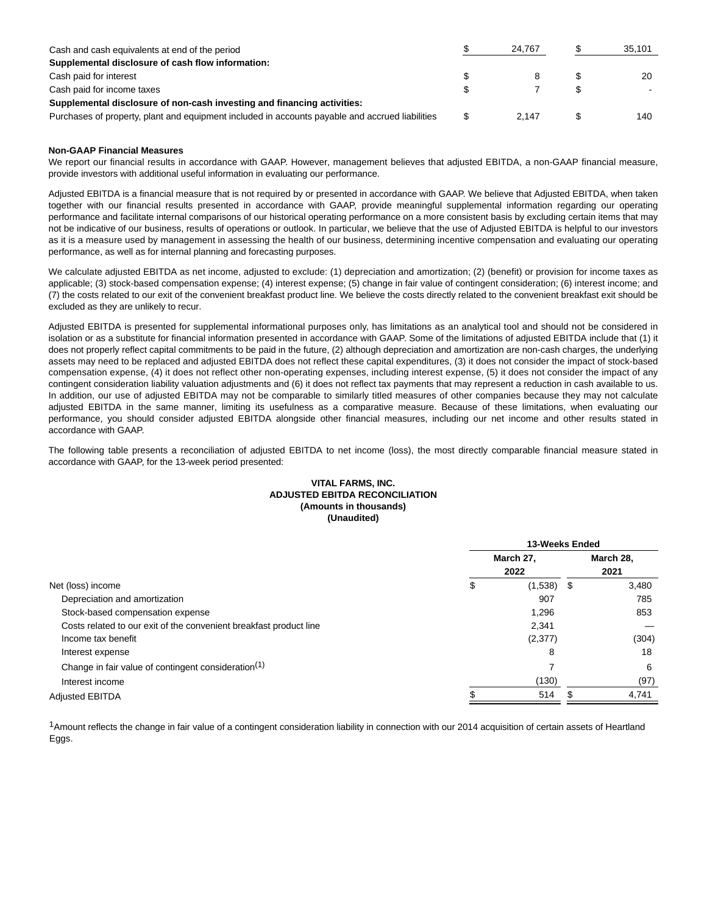| | | |
|---|---|---|
| Cash and cash equivalents at end of the period | $ 24,767 | $ 35,101 |
| **Supplemental disclosure of cash flow information:** | | |
| Cash paid for interest | $ 8 | $ 20 |
| Cash paid for income taxes | $ 7 | $ - |
| **Supplemental disclosure of non-cash investing and financing activities:** | | |
| Purchases of property, plant and equipment included in accounts payable and accrued liabilities | $ 2,147 | $ 140 |

**Non-GAAP Financial Measures**

We report our financial results in accordance with GAAP. However, management believes that adjusted EBITDA, a non-GAAP financial measure, provide investors with additional useful information in evaluating our performance.

Adjusted EBITDA is a financial measure that is not required by or presented in accordance with GAAP. We believe that Adjusted EBITDA, when taken together with our financial results presented in accordance with GAAP, provide meaningful supplemental information regarding our operating performance and facilitate internal comparisons of our historical operating performance on a more consistent basis by excluding certain items that may not be indicative of our business, results of operations or outlook. In particular, we believe that the use of Adjusted EBITDA is helpful to our investors as it is a measure used by management in assessing the health of our business, determining incentive compensation and evaluating our operating performance, as well as for internal planning and forecasting purposes.

We calculate adjusted EBITDA as net income, adjusted to exclude: (1) depreciation and amortization; (2) (benefit) or provision for income taxes as applicable; (3) stock-based compensation expense; (4) interest expense; (5) change in fair value of contingent consideration; (6) interest income; and (7) the costs related to our exit of the convenient breakfast product line. We believe the costs directly related to the convenient breakfast exit should be excluded as they are unlikely to recur.

Adjusted EBITDA is presented for supplemental informational purposes only, has limitations as an analytical tool and should not be considered in isolation or as a substitute for financial information presented in accordance with GAAP. Some of the limitations of adjusted EBITDA include that (1) it does not properly reflect capital commitments to be paid in the future, (2) although depreciation and amortization are non-cash charges, the underlying assets may need to be replaced and adjusted EBITDA does not reflect these capital expenditures, (3) it does not consider the impact of stock-based compensation expense, (4) it does not reflect other non-operating expenses, including interest expense, (5) it does not consider the impact of any contingent consideration liability valuation adjustments and (6) it does not reflect tax payments that may represent a reduction in cash available to us. In addition, our use of adjusted EBITDA may not be comparable to similarly titled measures of other companies because they may not calculate adjusted EBITDA in the same manner, limiting its usefulness as a comparative measure. Because of these limitations, when evaluating our performance, you should consider adjusted EBITDA alongside other financial measures, including our net income and other results stated in accordance with GAAP.

The following table presents a reconciliation of adjusted EBITDA to net income (loss), the most directly comparable financial measure stated in accordance with GAAP, for the 13-week period presented:

**VITAL FARMS, INC.**
**ADJUSTED EBITDA RECONCILIATION**
**(Amounts in thousands)**
**(Unaudited)**

| | 13-Weeks Ended | |
|---|---|---|
| | March 27, 2022 | March 28, 2021 |
| Net (loss) income | $ (1,538) | $ 3,480 |
| Depreciation and amortization | 907 | 785 |
| Stock-based compensation expense | 1,296 | 853 |
| Costs related to our exit of the convenient breakfast product line | 2,341 | — |
| Income tax benefit | (2,377) | (304) |
| Interest expense | 8 | 18 |
| Change in fair value of contingent consideration[(1)] | 7 | 6 |
| Interest income | (130) | (97) |
| Adjusted EBITDA | $ 514 | $ 4,741 |

[1]Amount reflects the change in fair value of a contingent consideration liability in connection with our 2014 acquisition of certain assets of Heartland Eggs.